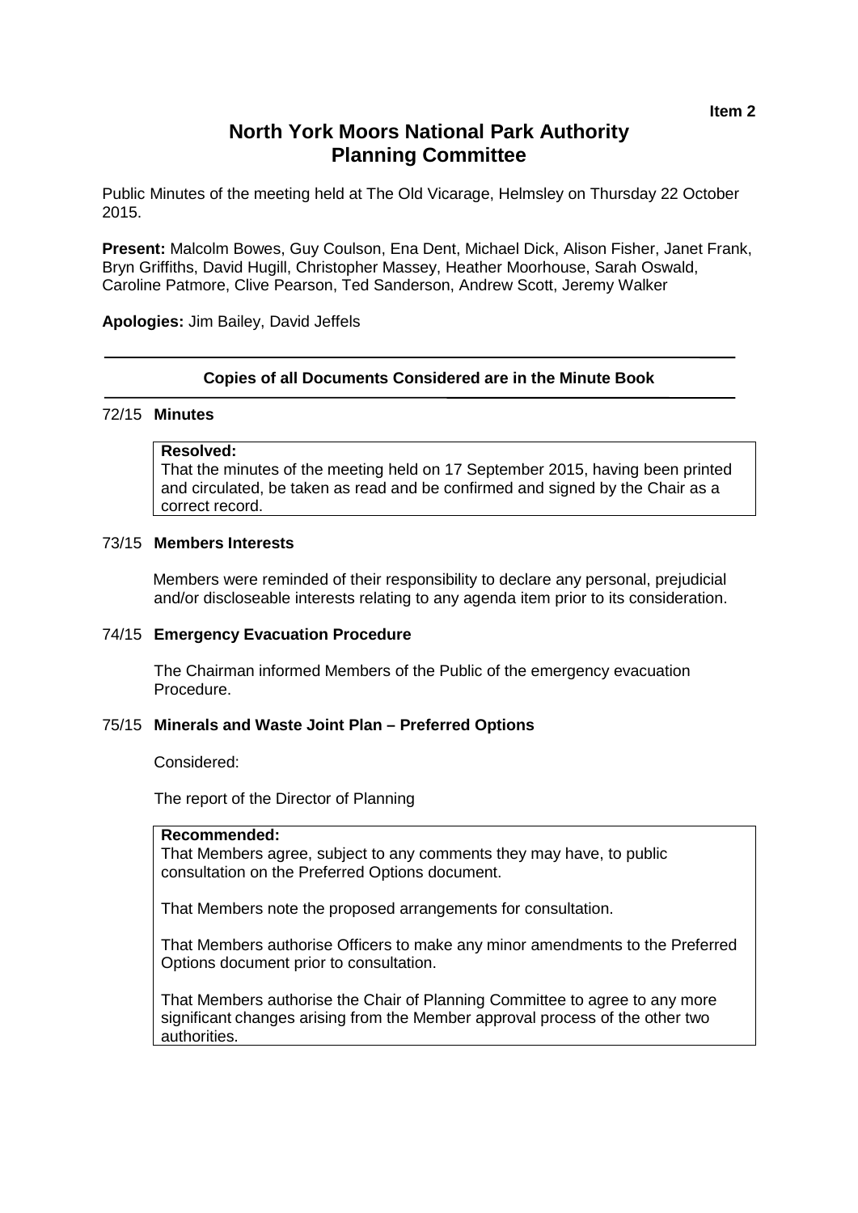Item 2

# North York Moors National Park Authority
# Planning Committee

Public Minutes of the meeting held at The Old Vicarage, Helmsley on Thursday 22 October 2015.

**Present:** Malcolm Bowes, Guy Coulson, Ena Dent, Michael Dick, Alison Fisher, Janet Frank, Bryn Griffiths, David Hugill, Christopher Massey, Heather Moorhouse, Sarah Oswald, Caroline Patmore, Clive Pearson, Ted Sanderson, Andrew Scott, Jeremy Walker

**Apologies:** Jim Bailey, David Jeffels

---

**Copies of all Documents Considered are in the Minute Book**

---

## 72/15 Minutes

**Resolved:**
That the minutes of the meeting held on 17 September 2015, having been printed and circulated, be taken as read and be confirmed and signed by the Chair as a correct record.

## 73/15 Members Interests

Members were reminded of their responsibility to declare any personal, prejudicial and/or discloseable interests relating to any agenda item prior to its consideration.

## 74/15 Emergency Evacuation Procedure

The Chairman informed Members of the Public of the emergency evacuation Procedure.

## 75/15 Minerals and Waste Joint Plan – Preferred Options

Considered:

The report of the Director of Planning

**Recommended:**
That Members agree, subject to any comments they may have, to public consultation on the Preferred Options document.

That Members note the proposed arrangements for consultation.

That Members authorise Officers to make any minor amendments to the Preferred Options document prior to consultation.

That Members authorise the Chair of Planning Committee to agree to any more significant changes arising from the Member approval process of the other two authorities.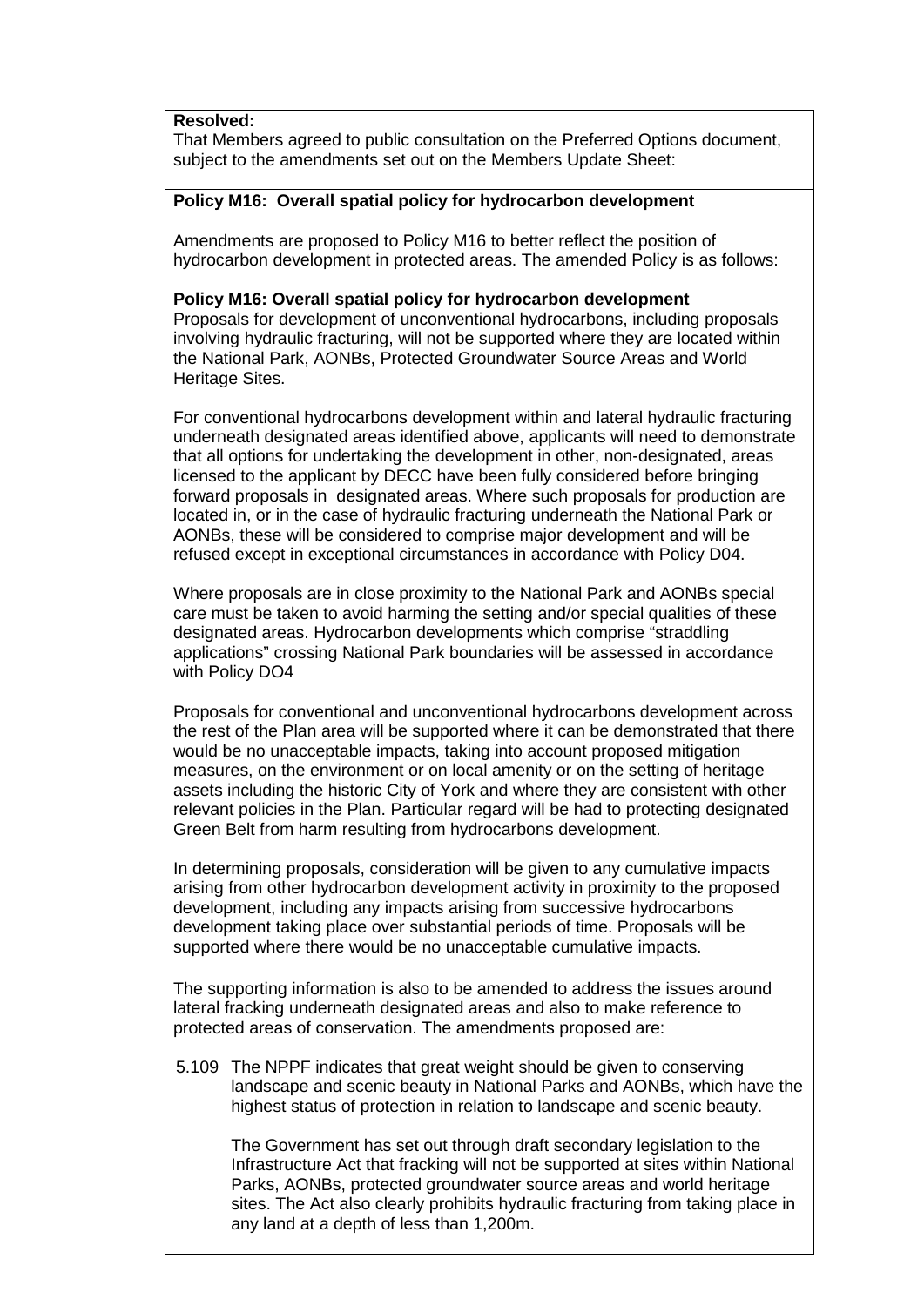**Resolved:**
That Members agreed to public consultation on the Preferred Options document, subject to the amendments set out on the Members Update Sheet:

**Policy M16: Overall spatial policy for hydrocarbon development**

Amendments are proposed to Policy M16 to better reflect the position of hydrocarbon development in protected areas. The amended Policy is as follows:

**Policy M16: Overall spatial policy for hydrocarbon development**
Proposals for development of unconventional hydrocarbons, including proposals involving hydraulic fracturing, will not be supported where they are located within the National Park, AONBs, Protected Groundwater Source Areas and World Heritage Sites.

For conventional hydrocarbons development within and lateral hydraulic fracturing underneath designated areas identified above, applicants will need to demonstrate that all options for undertaking the development in other, non-designated, areas licensed to the applicant by DECC have been fully considered before bringing forward proposals in designated areas. Where such proposals for production are located in, or in the case of hydraulic fracturing underneath the National Park or AONBs, these will be considered to comprise major development and will be refused except in exceptional circumstances in accordance with Policy D04.

Where proposals are in close proximity to the National Park and AONBs special care must be taken to avoid harming the setting and/or special qualities of these designated areas. Hydrocarbon developments which comprise "straddling applications" crossing National Park boundaries will be assessed in accordance with Policy DO4

Proposals for conventional and unconventional hydrocarbons development across the rest of the Plan area will be supported where it can be demonstrated that there would be no unacceptable impacts, taking into account proposed mitigation measures, on the environment or on local amenity or on the setting of heritage assets including the historic City of York and where they are consistent with other relevant policies in the Plan. Particular regard will be had to protecting designated Green Belt from harm resulting from hydrocarbons development.

In determining proposals, consideration will be given to any cumulative impacts arising from other hydrocarbon development activity in proximity to the proposed development, including any impacts arising from successive hydrocarbons development taking place over substantial periods of time. Proposals will be supported where there would be no unacceptable cumulative impacts.

The supporting information is also to be amended to address the issues around lateral fracking underneath designated areas and also to make reference to protected areas of conservation. The amendments proposed are:

5.109 The NPPF indicates that great weight should be given to conserving landscape and scenic beauty in National Parks and AONBs, which have the highest status of protection in relation to landscape and scenic beauty.

The Government has set out through draft secondary legislation to the Infrastructure Act that fracking will not be supported at sites within National Parks, AONBs, protected groundwater source areas and world heritage sites. The Act also clearly prohibits hydraulic fracturing from taking place in any land at a depth of less than 1,200m.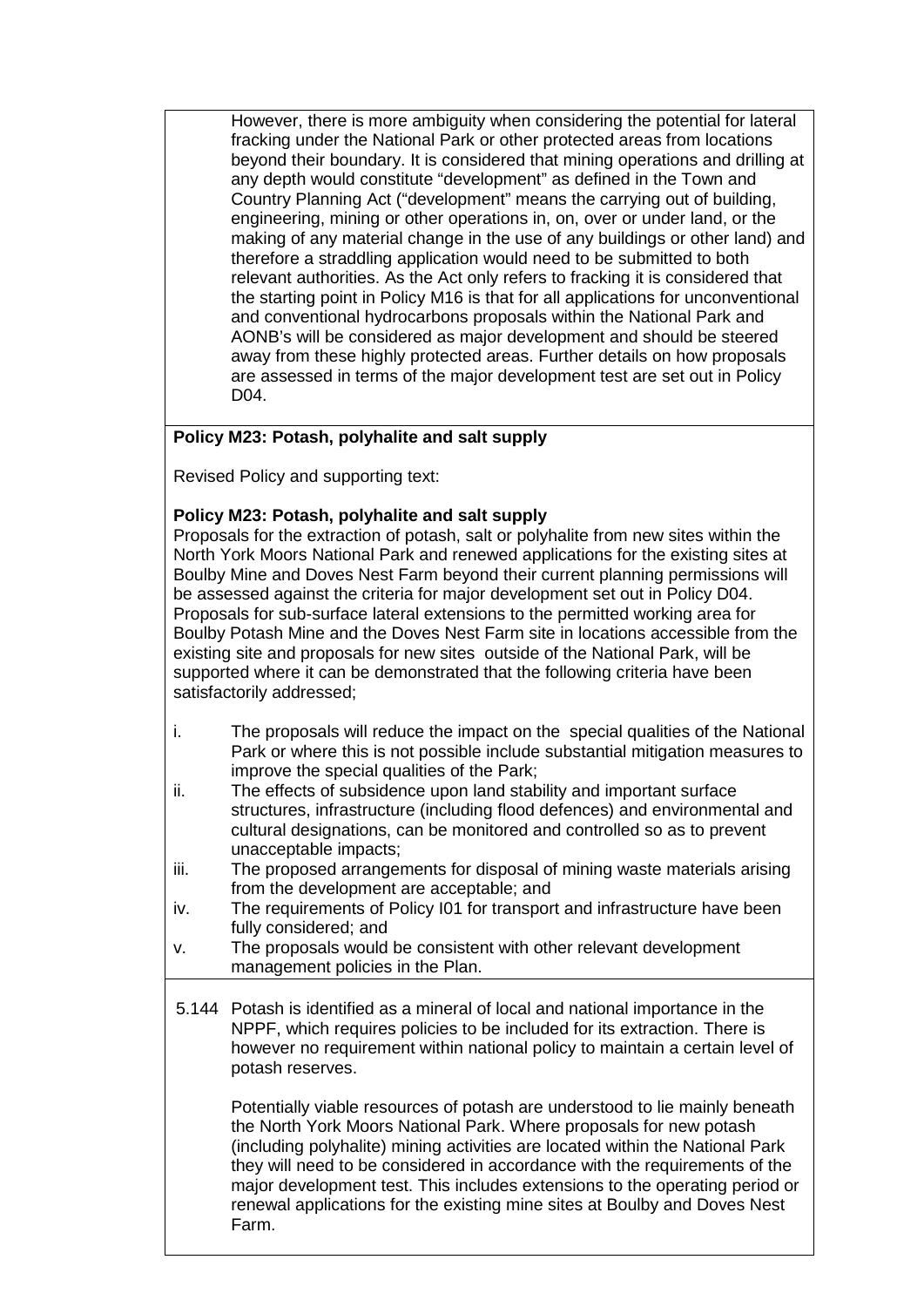However, there is more ambiguity when considering the potential for lateral fracking under the National Park or other protected areas from locations beyond their boundary. It is considered that mining operations and drilling at any depth would constitute "development" as defined in the Town and Country Planning Act ("development" means the carrying out of building, engineering, mining or other operations in, on, over or under land, or the making of any material change in the use of any buildings or other land) and therefore a straddling application would need to be submitted to both relevant authorities. As the Act only refers to fracking it is considered that the starting point in Policy M16 is that for all applications for unconventional and conventional hydrocarbons proposals within the National Park and AONB's will be considered as major development and should be steered away from these highly protected areas. Further details on how proposals are assessed in terms of the major development test are set out in Policy D04.

**Policy M23: Potash, polyhalite and salt supply**

Revised Policy and supporting text:

**Policy M23: Potash, polyhalite and salt supply**

Proposals for the extraction of potash, salt or polyhalite from new sites within the North York Moors National Park and renewed applications for the existing sites at Boulby Mine and Doves Nest Farm beyond their current planning permissions will be assessed against the criteria for major development set out in Policy D04. Proposals for sub-surface lateral extensions to the permitted working area for Boulby Potash Mine and the Doves Nest Farm site in locations accessible from the existing site and proposals for new sites outside of the National Park, will be supported where it can be demonstrated that the following criteria have been satisfactorily addressed;

i. The proposals will reduce the impact on the special qualities of the National Park or where this is not possible include substantial mitigation measures to improve the special qualities of the Park;
ii. The effects of subsidence upon land stability and important surface structures, infrastructure (including flood defences) and environmental and cultural designations, can be monitored and controlled so as to prevent unacceptable impacts;
iii. The proposed arrangements for disposal of mining waste materials arising from the development are acceptable; and
iv. The requirements of Policy I01 for transport and infrastructure have been fully considered; and
v. The proposals would be consistent with other relevant development management policies in the Plan.

5.144 Potash is identified as a mineral of local and national importance in the NPPF, which requires policies to be included for its extraction. There is however no requirement within national policy to maintain a certain level of potash reserves.

Potentially viable resources of potash are understood to lie mainly beneath the North York Moors National Park. Where proposals for new potash (including polyhalite) mining activities are located within the National Park they will need to be considered in accordance with the requirements of the major development test. This includes extensions to the operating period or renewal applications for the existing mine sites at Boulby and Doves Nest Farm.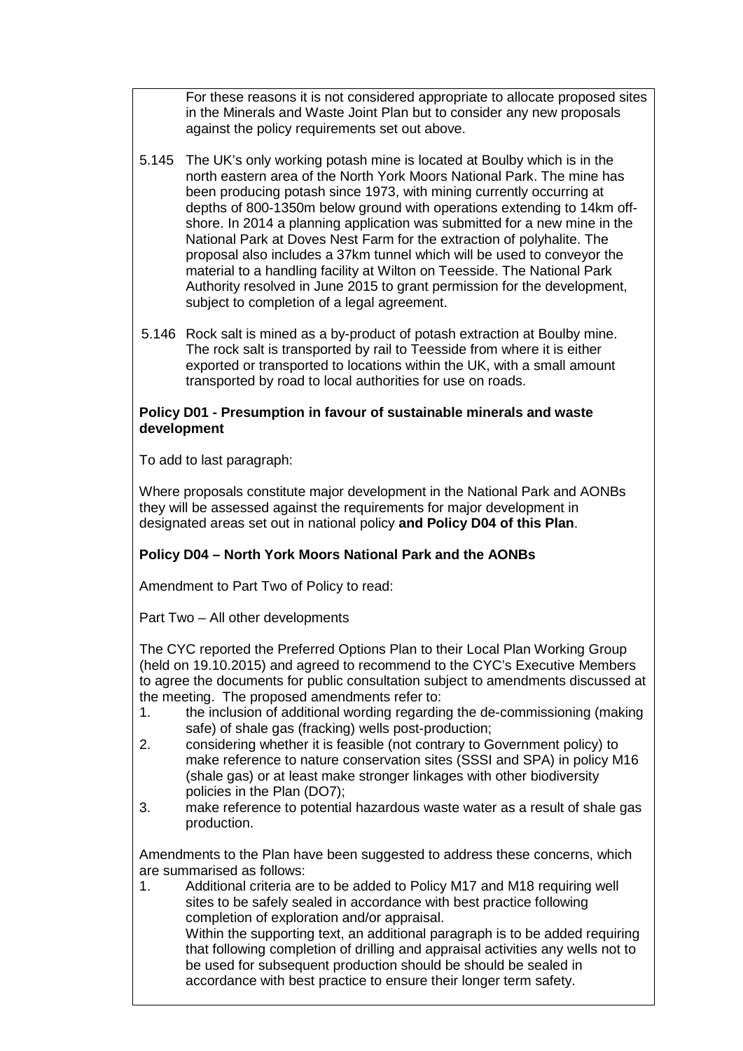For these reasons it is not considered appropriate to allocate proposed sites in the Minerals and Waste Joint Plan but to consider any new proposals against the policy requirements set out above.

5.145 The UK's only working potash mine is located at Boulby which is in the north eastern area of the North York Moors National Park. The mine has been producing potash since 1973, with mining currently occurring at depths of 800-1350m below ground with operations extending to 14km off-shore. In 2014 a planning application was submitted for a new mine in the National Park at Doves Nest Farm for the extraction of polyhalite. The proposal also includes a 37km tunnel which will be used to conveyor the material to a handling facility at Wilton on Teesside. The National Park Authority resolved in June 2015 to grant permission for the development, subject to completion of a legal agreement.

5.146 Rock salt is mined as a by-product of potash extraction at Boulby mine. The rock salt is transported by rail to Teesside from where it is either exported or transported to locations within the UK, with a small amount transported by road to local authorities for use on roads.

**Policy D01 - Presumption in favour of sustainable minerals and waste development**

To add to last paragraph:

Where proposals constitute major development in the National Park and AONBs they will be assessed against the requirements for major development in designated areas set out in national policy **and Policy D04 of this Plan**.

**Policy D04 – North York Moors National Park and the AONBs**

Amendment to Part Two of Policy to read:

Part Two – All other developments

The CYC reported the Preferred Options Plan to their Local Plan Working Group (held on 19.10.2015) and agreed to recommend to the CYC's Executive Members to agree the documents for public consultation subject to amendments discussed at the meeting. The proposed amendments refer to:

1. the inclusion of additional wording regarding the de-commissioning (making safe) of shale gas (fracking) wells post-production;
2. considering whether it is feasible (not contrary to Government policy) to make reference to nature conservation sites (SSSI and SPA) in policy M16 (shale gas) or at least make stronger linkages with other biodiversity policies in the Plan (DO7);
3. make reference to potential hazardous waste water as a result of shale gas production.

Amendments to the Plan have been suggested to address these concerns, which are summarised as follows:

1. Additional criteria are to be added to Policy M17 and M18 requiring well sites to be safely sealed in accordance with best practice following completion of exploration and/or appraisal.
   Within the supporting text, an additional paragraph is to be added requiring that following completion of drilling and appraisal activities any wells not to be used for subsequent production should be should be sealed in accordance with best practice to ensure their longer term safety.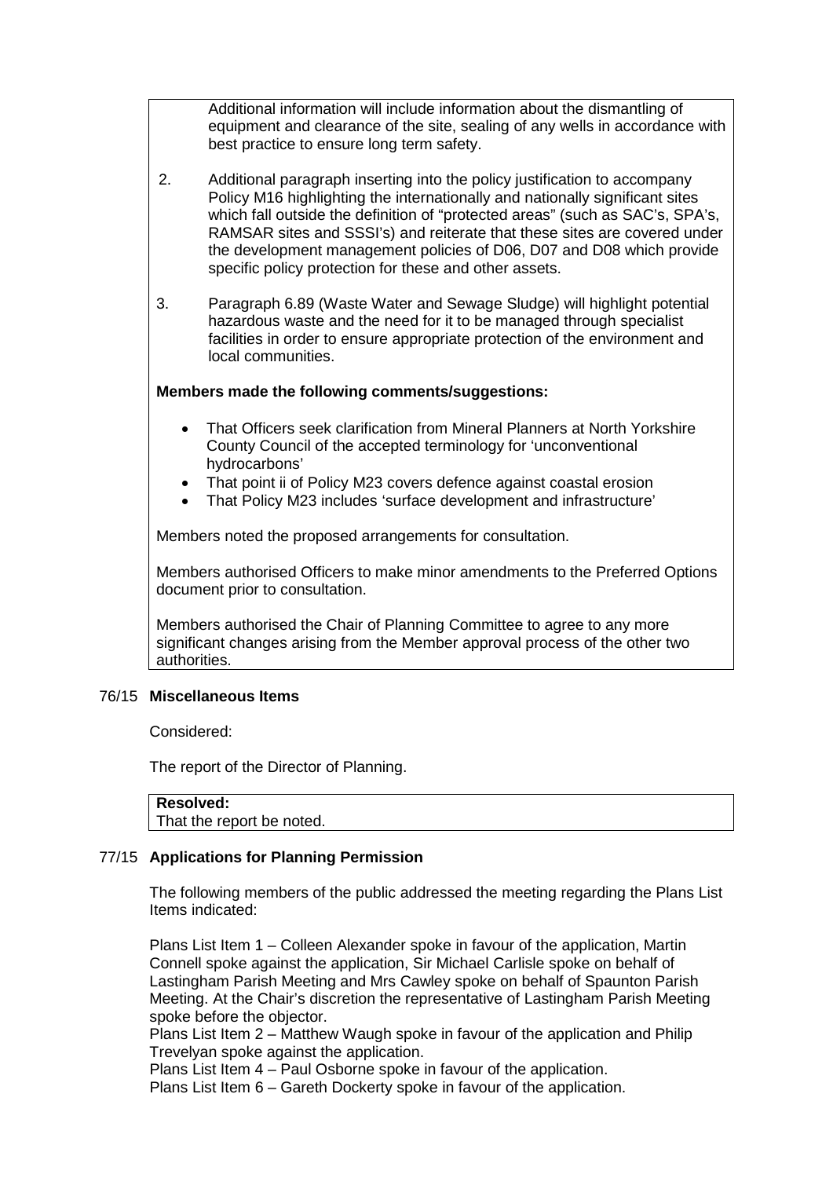Additional information will include information about the dismantling of equipment and clearance of the site, sealing of any wells in accordance with best practice to ensure long term safety.

2. Additional paragraph inserting into the policy justification to accompany Policy M16 highlighting the internationally and nationally significant sites which fall outside the definition of "protected areas" (such as SAC's, SPA's, RAMSAR sites and SSSI's) and reiterate that these sites are covered under the development management policies of D06, D07 and D08 which provide specific policy protection for these and other assets.

3. Paragraph 6.89 (Waste Water and Sewage Sludge) will highlight potential hazardous waste and the need for it to be managed through specialist facilities in order to ensure appropriate protection of the environment and local communities.

**Members made the following comments/suggestions:**

- That Officers seek clarification from Mineral Planners at North Yorkshire County Council of the accepted terminology for 'unconventional hydrocarbons'
- That point ii of Policy M23 covers defence against coastal erosion
- That Policy M23 includes 'surface development and infrastructure'

Members noted the proposed arrangements for consultation.

Members authorised Officers to make minor amendments to the Preferred Options document prior to consultation.

Members authorised the Chair of Planning Committee to agree to any more significant changes arising from the Member approval process of the other two authorities.

## 76/15 Miscellaneous Items

Considered:

The report of the Director of Planning.

**Resolved:**
That the report be noted.

## 77/15 Applications for Planning Permission

The following members of the public addressed the meeting regarding the Plans List Items indicated:

Plans List Item 1 – Colleen Alexander spoke in favour of the application, Martin Connell spoke against the application, Sir Michael Carlisle spoke on behalf of Lastingham Parish Meeting and Mrs Cawley spoke on behalf of Spaunton Parish Meeting. At the Chair's discretion the representative of Lastingham Parish Meeting spoke before the objector.
Plans List Item 2 – Matthew Waugh spoke in favour of the application and Philip Trevelyan spoke against the application.
Plans List Item 4 – Paul Osborne spoke in favour of the application.
Plans List Item 6 – Gareth Dockerty spoke in favour of the application.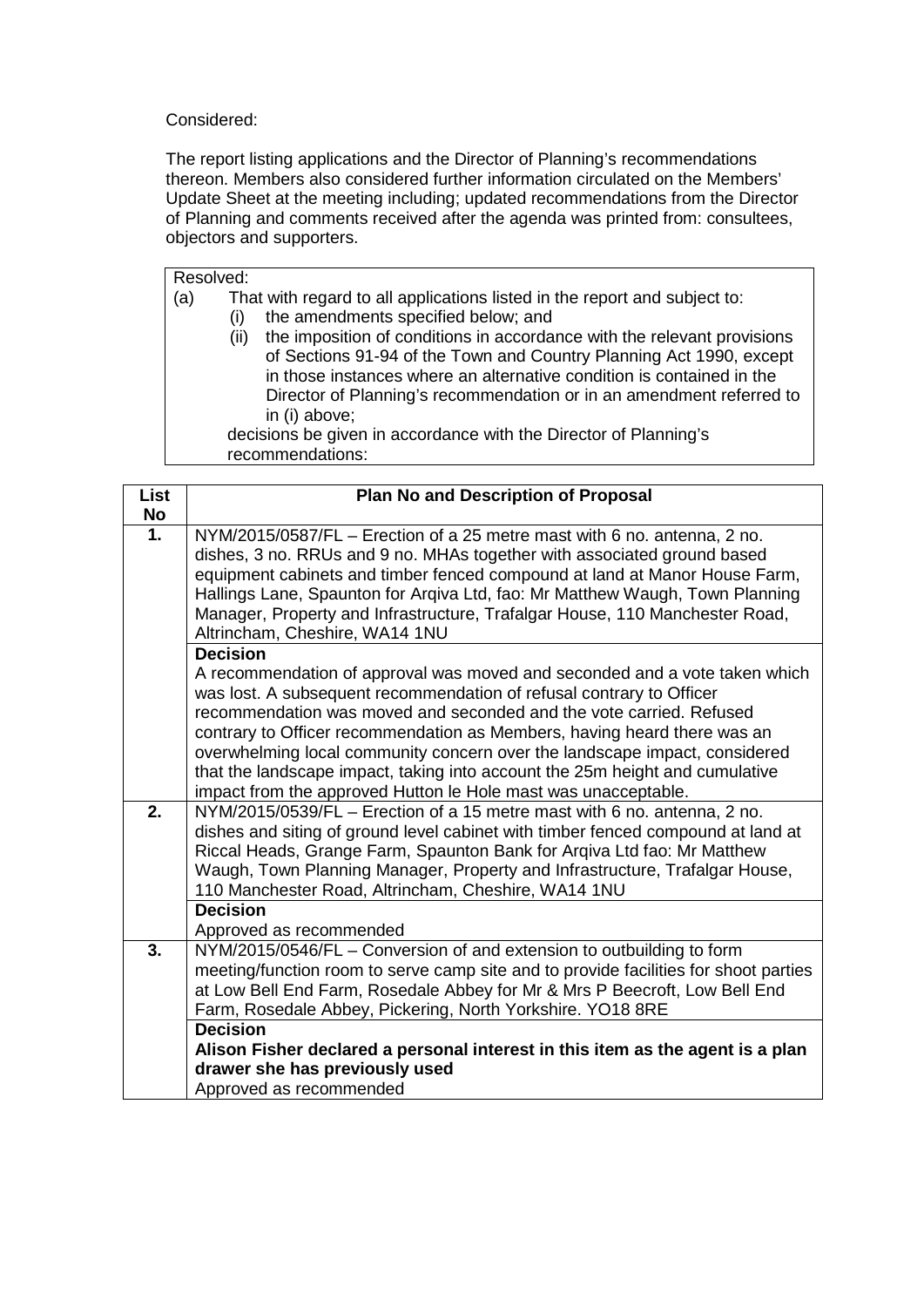Considered:

The report listing applications and the Director of Planning's recommendations thereon. Members also considered further information circulated on the Members' Update Sheet at the meeting including; updated recommendations from the Director of Planning and comments received after the agenda was printed from: consultees, objectors and supporters.

Resolved:

(a) That with regard to all applications listed in the report and subject to:
   (i) the amendments specified below; and
   (ii) the imposition of conditions in accordance with the relevant provisions of Sections 91-94 of the Town and Country Planning Act 1990, except in those instances where an alternative condition is contained in the Director of Planning's recommendation or in an amendment referred to in (i) above;

   decisions be given in accordance with the Director of Planning's recommendations:

| List No | Plan No and Description of Proposal |
|---|---|
| 1. | NYM/2015/0587/FL – Erection of a 25 metre mast with 6 no. antenna, 2 no. dishes, 3 no. RRUs and 9 no. MHAs together with associated ground based equipment cabinets and timber fenced compound at land at Manor House Farm, Hallings Lane, Spaunton for Arqiva Ltd, fao: Mr Matthew Waugh, Town Planning Manager, Property and Infrastructure, Trafalgar House, 110 Manchester Road, Altrincham, Cheshire, WA14 1NU |
| | **Decision**<br>A recommendation of approval was moved and seconded and a vote taken which was lost. A subsequent recommendation of refusal contrary to Officer recommendation was moved and seconded and the vote carried. Refused contrary to Officer recommendation as Members, having heard there was an overwhelming local community concern over the landscape impact, considered that the landscape impact, taking into account the 25m height and cumulative impact from the approved Hutton le Hole mast was unacceptable. |
| 2. | NYM/2015/0539/FL – Erection of a 15 metre mast with 6 no. antenna, 2 no. dishes and siting of ground level cabinet with timber fenced compound at land at Riccal Heads, Grange Farm, Spaunton Bank for Arqiva Ltd fao: Mr Matthew Waugh, Town Planning Manager, Property and Infrastructure, Trafalgar House, 110 Manchester Road, Altrincham, Cheshire, WA14 1NU |
| | **Decision**<br>Approved as recommended |
| 3. | NYM/2015/0546/FL – Conversion of and extension to outbuilding to form meeting/function room to serve camp site and to provide facilities for shoot parties at Low Bell End Farm, Rosedale Abbey for Mr & Mrs P Beecroft, Low Bell End Farm, Rosedale Abbey, Pickering, North Yorkshire. YO18 8RE |
| | **Decision**<br>**Alison Fisher declared a personal interest in this item as the agent is a plan drawer she has previously used**<br>Approved as recommended |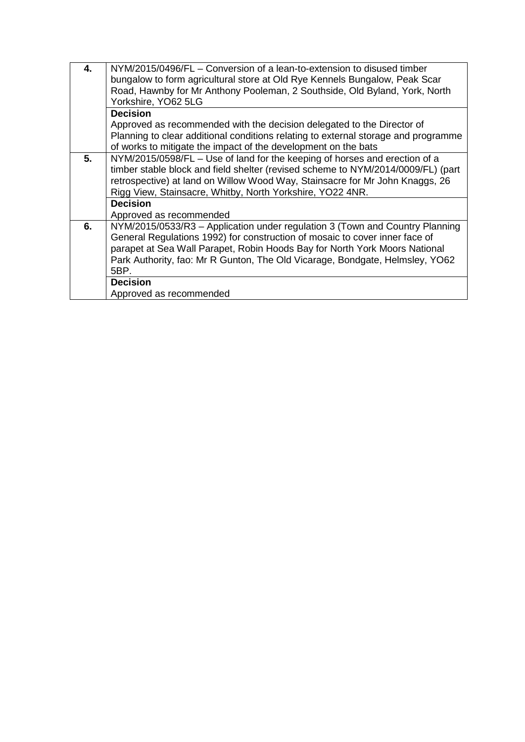| | |
|---|---|
| **4.** | NYM/2015/0496/FL – Conversion of a lean-to-extension to disused timber bungalow to form agricultural store at Old Rye Kennels Bungalow, Peak Scar Road, Hawnby for Mr Anthony Pooleman, 2 Southside, Old Byland, York, North Yorkshire, YO62 5LG |
| | **Decision**<br>Approved as recommended with the decision delegated to the Director of Planning to clear additional conditions relating to external storage and programme of works to mitigate the impact of the development on the bats |
| **5.** | NYM/2015/0598/FL – Use of land for the keeping of horses and erection of a timber stable block and field shelter (revised scheme to NYM/2014/0009/FL) (part retrospective) at land on Willow Wood Way, Stainsacre for Mr John Knaggs, 26 Rigg View, Stainsacre, Whitby, North Yorkshire, YO22 4NR. |
| | **Decision**<br>Approved as recommended |
| **6.** | NYM/2015/0533/R3 – Application under regulation 3 (Town and Country Planning General Regulations 1992) for construction of mosaic to cover inner face of parapet at Sea Wall Parapet, Robin Hoods Bay for North York Moors National Park Authority, fao: Mr R Gunton, The Old Vicarage, Bondgate, Helmsley, YO62 5BP. |
| | **Decision**<br>Approved as recommended |